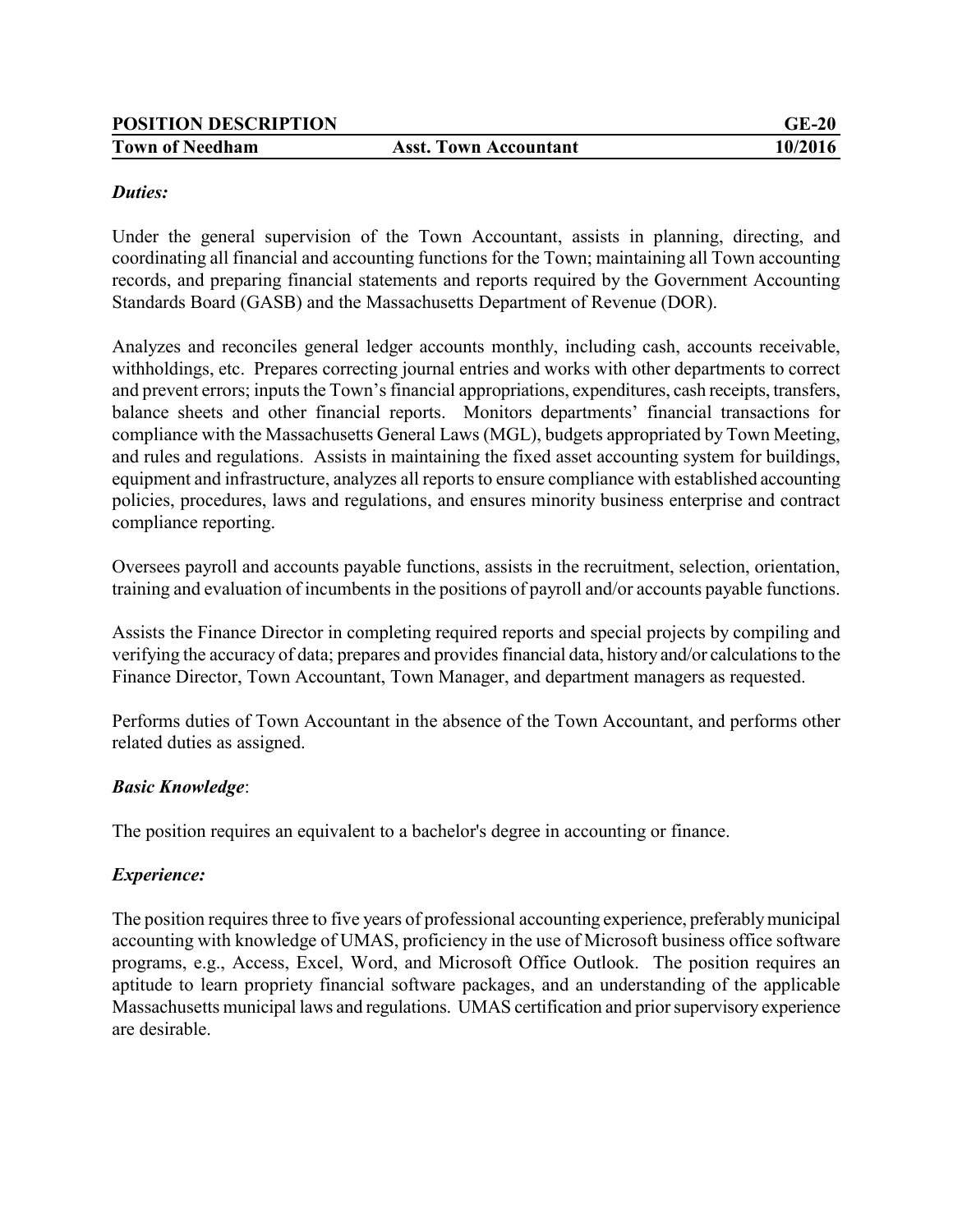**POSITION DESCRIPTION** **GE-20**

**Town of Needham** **Asst. Town Accountant** **10/2016**

***Duties:***

Under the general supervision of the Town Accountant, assists in planning, directing, and coordinating all financial and accounting functions for the Town; maintaining all Town accounting records, and preparing financial statements and reports required by the Government Accounting Standards Board (GASB) and the Massachusetts Department of Revenue (DOR).

Analyzes and reconciles general ledger accounts monthly, including cash, accounts receivable, withholdings, etc. Prepares correcting journal entries and works with other departments to correct and prevent errors; inputs the Town's financial appropriations, expenditures, cash receipts, transfers, balance sheets and other financial reports. Monitors departments' financial transactions for compliance with the Massachusetts General Laws (MGL), budgets appropriated by Town Meeting, and rules and regulations. Assists in maintaining the fixed asset accounting system for buildings, equipment and infrastructure, analyzes all reports to ensure compliance with established accounting policies, procedures, laws and regulations, and ensures minority business enterprise and contract compliance reporting.

Oversees payroll and accounts payable functions, assists in the recruitment, selection, orientation, training and evaluation of incumbents in the positions of payroll and/or accounts payable functions.

Assists the Finance Director in completing required reports and special projects by compiling and verifying the accuracy of data; prepares and provides financial data, history and/or calculations to the Finance Director, Town Accountant, Town Manager, and department managers as requested.

Performs duties of Town Accountant in the absence of the Town Accountant, and performs other related duties as assigned.

***Basic Knowledge***:

The position requires an equivalent to a bachelor's degree in accounting or finance.

***Experience:***

The position requires three to five years of professional accounting experience, preferably municipal accounting with knowledge of UMAS, proficiency in the use of Microsoft business office software programs, e.g., Access, Excel, Word, and Microsoft Office Outlook. The position requires an aptitude to learn propriety financial software packages, and an understanding of the applicable Massachusetts municipal laws and regulations. UMAS certification and prior supervisory experience are desirable.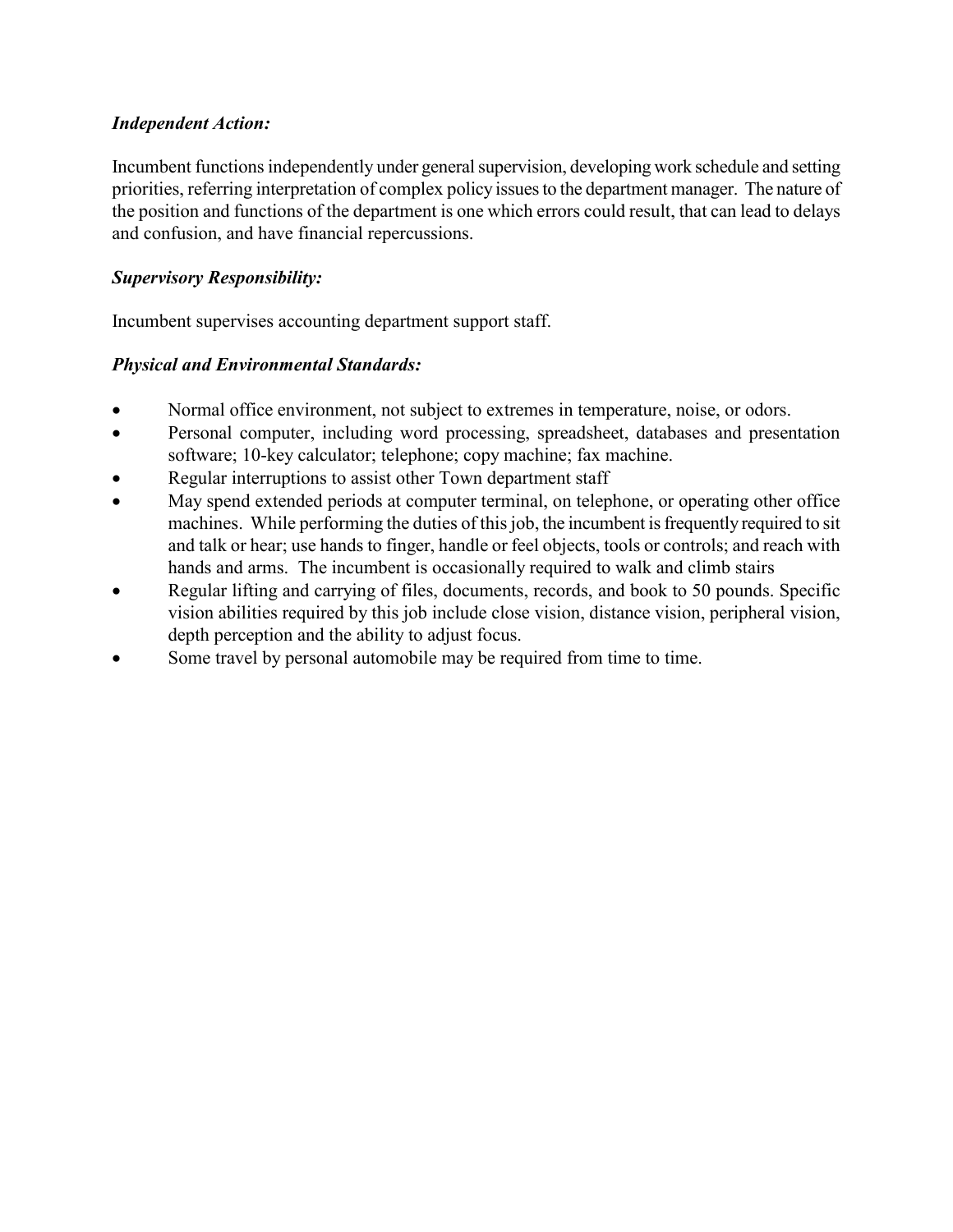***Independent Action:***

Incumbent functions independently under general supervision, developing work schedule and setting priorities, referring interpretation of complex policy issues to the department manager. The nature of the position and functions of the department is one which errors could result, that can lead to delays and confusion, and have financial repercussions.

***Supervisory Responsibility:***

Incumbent supervises accounting department support staff.

***Physical and Environmental Standards:***

- Normal office environment, not subject to extremes in temperature, noise, or odors.
- Personal computer, including word processing, spreadsheet, databases and presentation software; 10-key calculator; telephone; copy machine; fax machine.
- Regular interruptions to assist other Town department staff
- May spend extended periods at computer terminal, on telephone, or operating other office machines. While performing the duties of this job, the incumbent is frequently required to sit and talk or hear; use hands to finger, handle or feel objects, tools or controls; and reach with hands and arms. The incumbent is occasionally required to walk and climb stairs
- Regular lifting and carrying of files, documents, records, and book to 50 pounds. Specific vision abilities required by this job include close vision, distance vision, peripheral vision, depth perception and the ability to adjust focus.
- Some travel by personal automobile may be required from time to time.